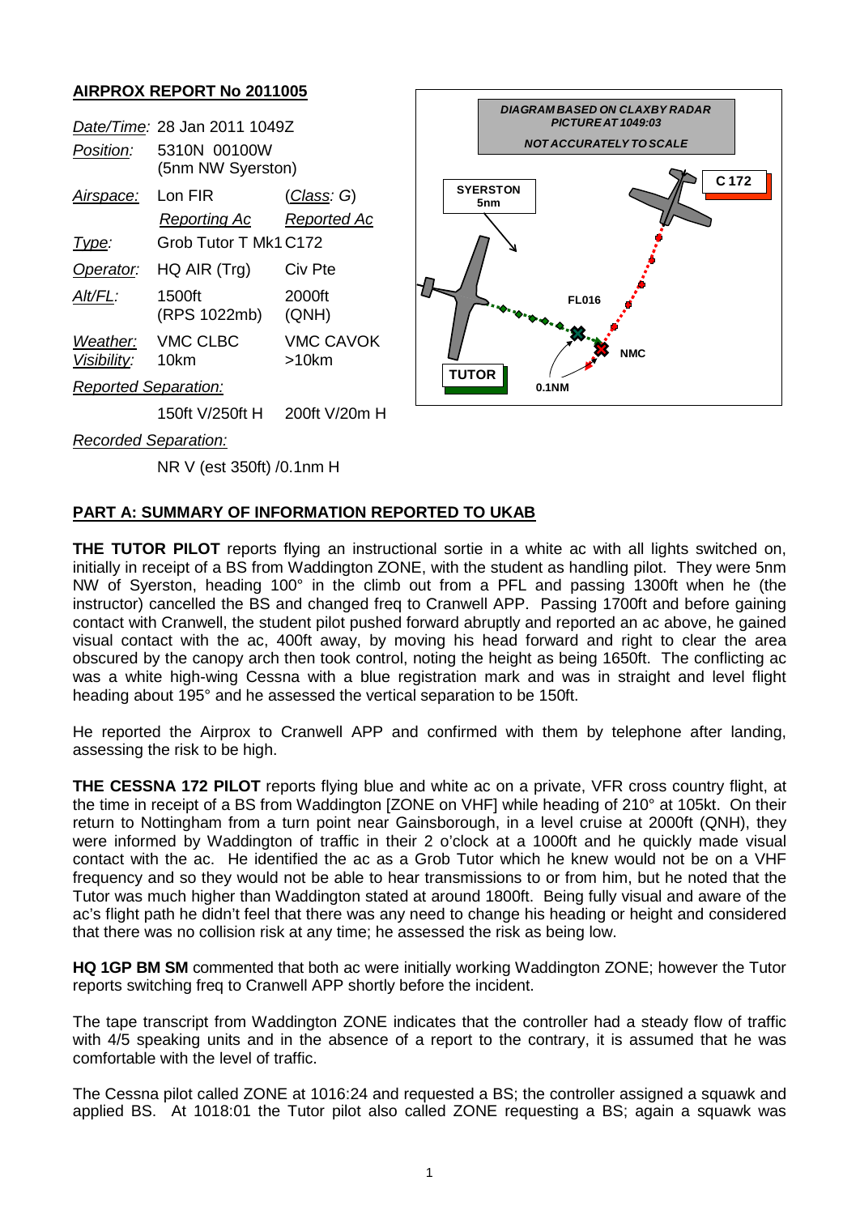## AIRPROX REPORT No 2011005

| | | |
|---|---|---|
| *Date/Time:* | 28 Jan 2011 1049Z | |
| *Position:* | 5310N 00100W (5nm NW Syerston) | |
| *Airspace:* | Lon FIR | (*Class:* G) |
| | *Reporting Ac* | *Reported Ac* |
| *Type:* | Grob Tutor T Mk1 | C172 |
| *Operator:* | HQ AIR (Trg) | Civ Pte |
| *Alt/FL:* | 1500ft (RPS 1022mb) | 2000ft (QNH) |
| *Weather:* | VMC CLBC | VMC CAVOK |
| *Visibility:* | 10km | >10km |
| *Reported Separation:* | | |
| | 150ft V/250ft H | 200ft V/20m H |
| *Recorded Separation:* | | |
| | NR V (est 350ft) /0.1nm H | |

DIAGRAM BASED ON CLAXBY RADAR PICTURE AT 1049:03

NOT ACCURATELY TO SCALE

## PART A: SUMMARY OF INFORMATION REPORTED TO UKAB

**THE TUTOR PILOT** reports flying an instructional sortie in a white ac with all lights switched on, initially in receipt of a BS from Waddington ZONE, with the student as handling pilot. They were 5nm NW of Syerston, heading 100° in the climb out from a PFL and passing 1300ft when he (the instructor) cancelled the BS and changed freq to Cranwell APP. Passing 1700ft and before gaining contact with Cranwell, the student pilot pushed forward abruptly and reported an ac above, he gained visual contact with the ac, 400ft away, by moving his head forward and right to clear the area obscured by the canopy arch then took control, noting the height as being 1650ft. The conflicting ac was a white high-wing Cessna with a blue registration mark and was in straight and level flight heading about 195° and he assessed the vertical separation to be 150ft.

He reported the Airprox to Cranwell APP and confirmed with them by telephone after landing, assessing the risk to be high.

**THE CESSNA 172 PILOT** reports flying blue and white ac on a private, VFR cross country flight, at the time in receipt of a BS from Waddington [ZONE on VHF] while heading of 210° at 105kt. On their return to Nottingham from a turn point near Gainsborough, in a level cruise at 2000ft (QNH), they were informed by Waddington of traffic in their 2 o'clock at a 1000ft and he quickly made visual contact with the ac. He identified the ac as a Grob Tutor which he knew would not be on a VHF frequency and so they would not be able to hear transmissions to or from him, but he noted that the Tutor was much higher than Waddington stated at around 1800ft. Being fully visual and aware of the ac's flight path he didn't feel that there was any need to change his heading or height and considered that there was no collision risk at any time; he assessed the risk as being low.

**HQ 1GP BM SM** commented that both ac were initially working Waddington ZONE; however the Tutor reports switching freq to Cranwell APP shortly before the incident.

The tape transcript from Waddington ZONE indicates that the controller had a steady flow of traffic with 4/5 speaking units and in the absence of a report to the contrary, it is assumed that he was comfortable with the level of traffic.

The Cessna pilot called ZONE at 1016:24 and requested a BS; the controller assigned a squawk and applied BS. At 1018:01 the Tutor pilot also called ZONE requesting a BS; again a squawk was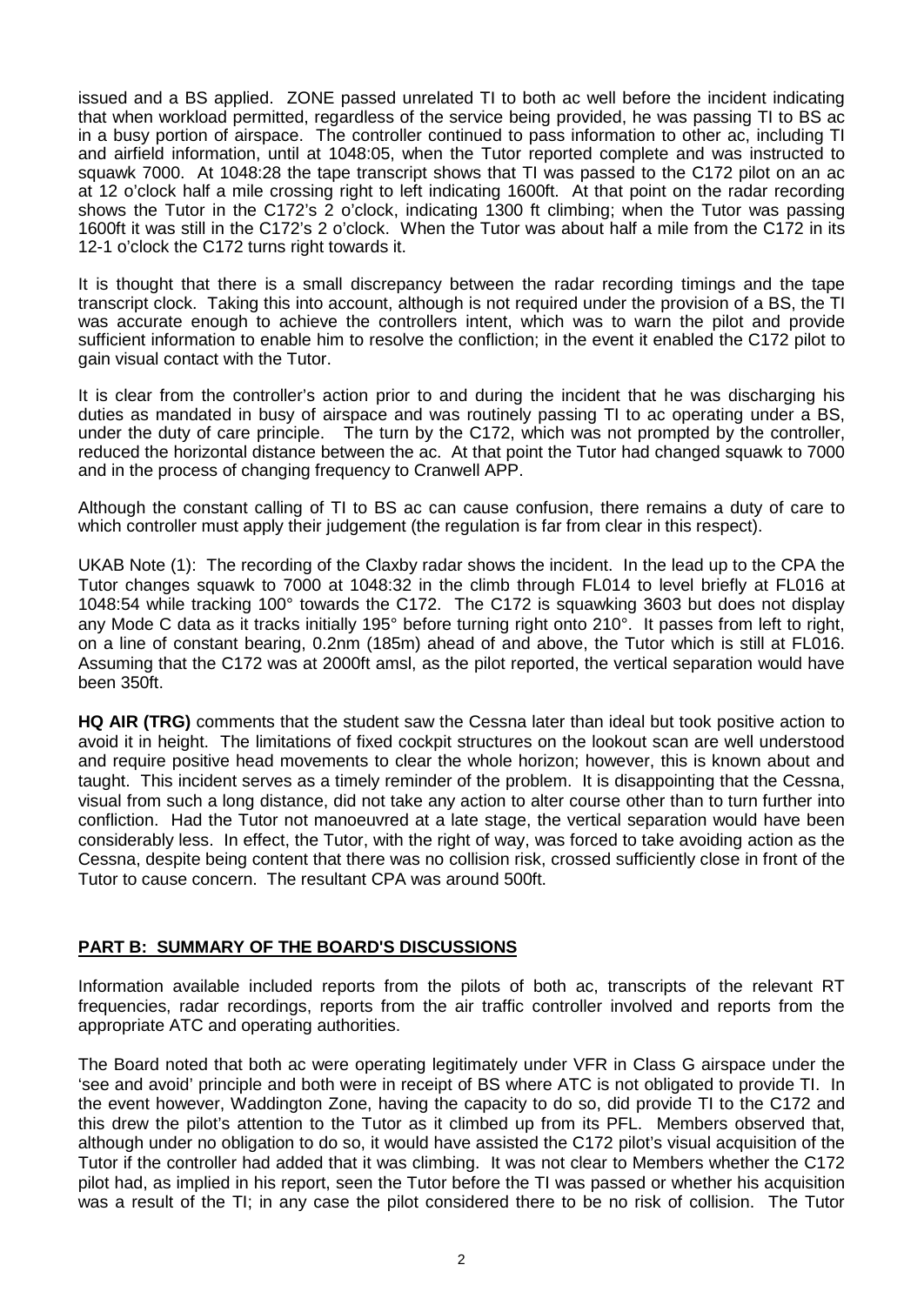issued and a BS applied. ZONE passed unrelated TI to both ac well before the incident indicating that when workload permitted, regardless of the service being provided, he was passing TI to BS ac in a busy portion of airspace. The controller continued to pass information to other ac, including TI and airfield information, until at 1048:05, when the Tutor reported complete and was instructed to squawk 7000. At 1048:28 the tape transcript shows that TI was passed to the C172 pilot on an ac at 12 o'clock half a mile crossing right to left indicating 1600ft. At that point on the radar recording shows the Tutor in the C172's 2 o'clock, indicating 1300 ft climbing; when the Tutor was passing 1600ft it was still in the C172's 2 o'clock. When the Tutor was about half a mile from the C172 in its 12-1 o'clock the C172 turns right towards it.

It is thought that there is a small discrepancy between the radar recording timings and the tape transcript clock. Taking this into account, although is not required under the provision of a BS, the TI was accurate enough to achieve the controllers intent, which was to warn the pilot and provide sufficient information to enable him to resolve the confliction; in the event it enabled the C172 pilot to gain visual contact with the Tutor.

It is clear from the controller's action prior to and during the incident that he was discharging his duties as mandated in busy of airspace and was routinely passing TI to ac operating under a BS, under the duty of care principle. The turn by the C172, which was not prompted by the controller, reduced the horizontal distance between the ac. At that point the Tutor had changed squawk to 7000 and in the process of changing frequency to Cranwell APP.

Although the constant calling of TI to BS ac can cause confusion, there remains a duty of care to which controller must apply their judgement (the regulation is far from clear in this respect).

UKAB Note (1): The recording of the Claxby radar shows the incident. In the lead up to the CPA the Tutor changes squawk to 7000 at 1048:32 in the climb through FL014 to level briefly at FL016 at 1048:54 while tracking 100° towards the C172. The C172 is squawking 3603 but does not display any Mode C data as it tracks initially 195° before turning right onto 210°. It passes from left to right, on a line of constant bearing, 0.2nm (185m) ahead of and above, the Tutor which is still at FL016. Assuming that the C172 was at 2000ft amsl, as the pilot reported, the vertical separation would have been 350ft.

**HQ AIR (TRG)** comments that the student saw the Cessna later than ideal but took positive action to avoid it in height. The limitations of fixed cockpit structures on the lookout scan are well understood and require positive head movements to clear the whole horizon; however, this is known about and taught. This incident serves as a timely reminder of the problem. It is disappointing that the Cessna, visual from such a long distance, did not take any action to alter course other than to turn further into confliction. Had the Tutor not manoeuvred at a late stage, the vertical separation would have been considerably less. In effect, the Tutor, with the right of way, was forced to take avoiding action as the Cessna, despite being content that there was no collision risk, crossed sufficiently close in front of the Tutor to cause concern. The resultant CPA was around 500ft.

## PART B: SUMMARY OF THE BOARD'S DISCUSSIONS

Information available included reports from the pilots of both ac, transcripts of the relevant RT frequencies, radar recordings, reports from the air traffic controller involved and reports from the appropriate ATC and operating authorities.

The Board noted that both ac were operating legitimately under VFR in Class G airspace under the 'see and avoid' principle and both were in receipt of BS where ATC is not obligated to provide TI. In the event however, Waddington Zone, having the capacity to do so, did provide TI to the C172 and this drew the pilot's attention to the Tutor as it climbed up from its PFL. Members observed that, although under no obligation to do so, it would have assisted the C172 pilot's visual acquisition of the Tutor if the controller had added that it was climbing. It was not clear to Members whether the C172 pilot had, as implied in his report, seen the Tutor before the TI was passed or whether his acquisition was a result of the TI; in any case the pilot considered there to be no risk of collision. The Tutor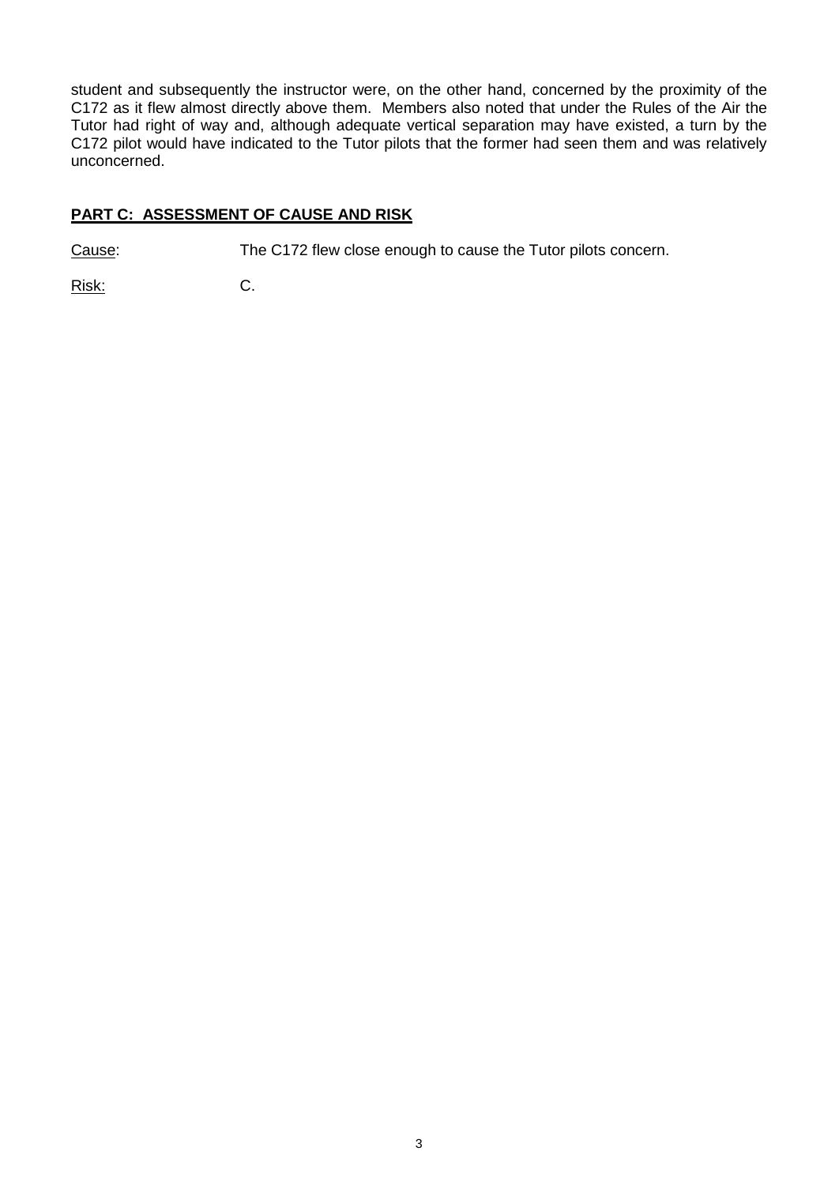student and subsequently the instructor were, on the other hand, concerned by the proximity of the C172 as it flew almost directly above them. Members also noted that under the Rules of the Air the Tutor had right of way and, although adequate vertical separation may have existed, a turn by the C172 pilot would have indicated to the Tutor pilots that the former had seen them and was relatively unconcerned.

## PART C: ASSESSMENT OF CAUSE AND RISK

Cause: The C172 flew close enough to cause the Tutor pilots concern.

Risk: C.